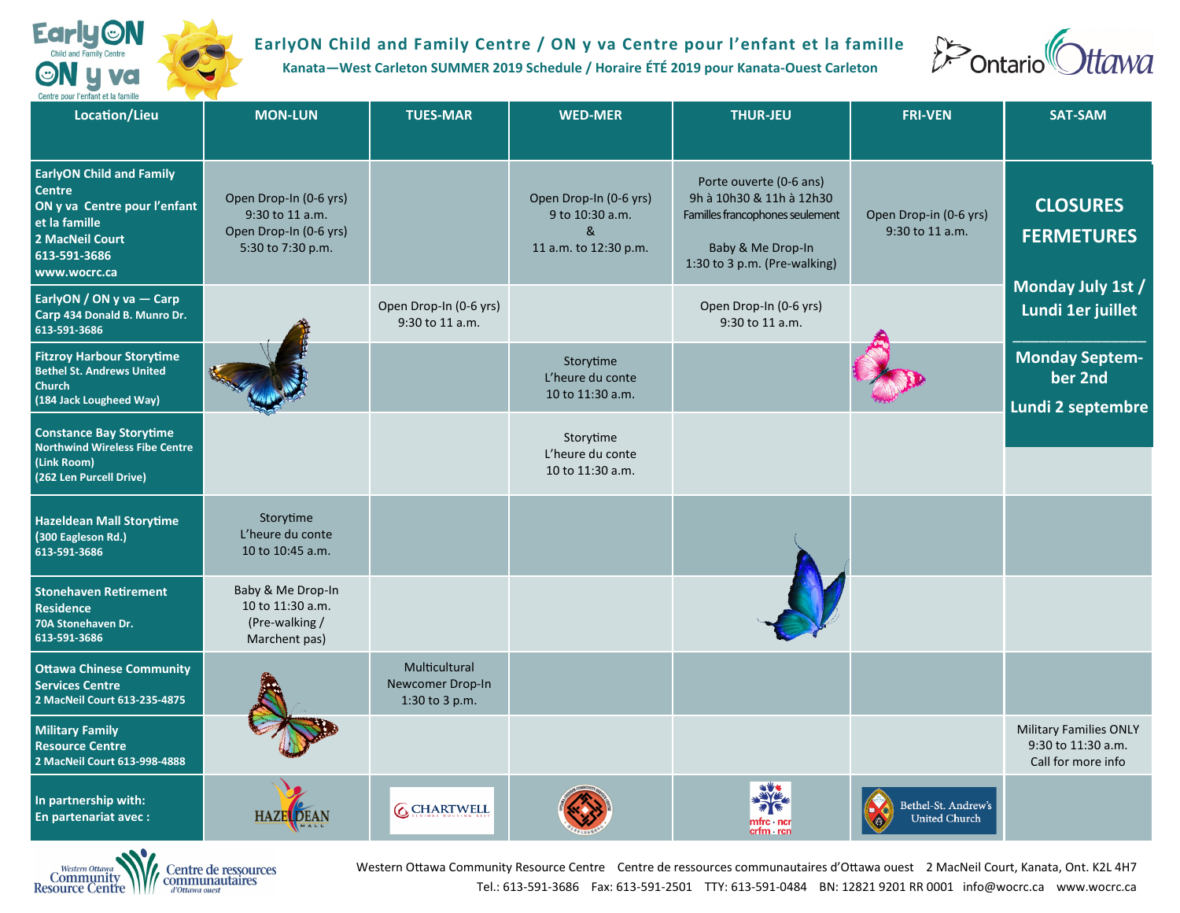# EarlyON Child and Family Centre / ON y va Centre pour l'enfant et la famille

## Kanata—West Carleton SUMMER 2019 Schedule / Horaire ÉTÉ 2019 pour Kanata-Ouest Carleton

| Location/Lieu | MON-LUN | TUES-MAR | WED-MER | THUR-JEU | FRI-VEN | SAT-SAM |
|---|---|---|---|---|---|---|
| **EarlyON Child and Family Centre ON y va Centre pour l'enfant et la famille 2 MacNeil Court 613-591-3686 www.wocrc.ca** | Open Drop-In (0-6 yrs) 9:30 to 11 a.m. Open Drop-In (0-6 yrs) 5:30 to 7:30 p.m. | | Open Drop-In (0-6 yrs) 9 to 10:30 a.m. & 11 a.m. to 12:30 p.m. | Porte ouverte (0-6 ans) 9h à 10h30 & 11h à 12h30 Familles francophones seulement Baby & Me Drop-In 1:30 to 3 p.m. (Pre-walking) | Open Drop-in (0-6 yrs) 9:30 to 11 a.m. | **CLOSURES FERMETURES Monday July 1st / Lundi 1er juillet Monday September 2nd Lundi 2 septembre** |
| **EarlyON / ON y va — Carp Carp 434 Donald B. Munro Dr. 613-591-3686** | | Open Drop-In (0-6 yrs) 9:30 to 11 a.m. | | Open Drop-In (0-6 yrs) 9:30 to 11 a.m. | | |
| **Fitzroy Harbour Storytime Bethel St. Andrews United Church (184 Jack Lougheed Way)** | | | Storytime L'heure du conte 10 to 11:30 a.m. | | | |
| **Constance Bay Storytime Northwind Wireless Fibe Centre (Link Room) (262 Len Purcell Drive)** | | | Storytime L'heure du conte 10 to 11:30 a.m. | | | |
| **Hazeldean Mall Storytime (300 Eagleson Rd.) 613-591-3686** | Storytime L'heure du conte 10 to 10:45 a.m. | | | | | |
| **Stonehaven Retirement Residence 70A Stonehaven Dr. 613-591-3686** | Baby & Me Drop-In 10 to 11:30 a.m. (Pre-walking / Marchent pas) | | | | | |
| **Ottawa Chinese Community Services Centre 2 MacNeil Court 613-235-4875** | | Multicultural Newcomer Drop-In 1:30 to 3 p.m. | | | | |
| **Military Family Resource Centre 2 MacNeil Court 613-998-4888** | | | | | | Military Families ONLY 9:30 to 11:30 a.m. Call for more info |
| **In partnership with: En partenariat avec :** | HAZELDEAN MALL | CHARTWELL | | mfrc · ncr crfm · rcn | Bethel-St. Andrew's United Church | |

Western Ottawa Community Resource Centre Centre de ressources communautaires d'Ottawa ouest 2 MacNeil Court, Kanata, Ont. K2L 4H7
Tel.: 613-591-3686 Fax: 613-591-2501 TTY: 613-591-0484 BN: 12821 9201 RR 0001 info@wocrc.ca www.wocrc.ca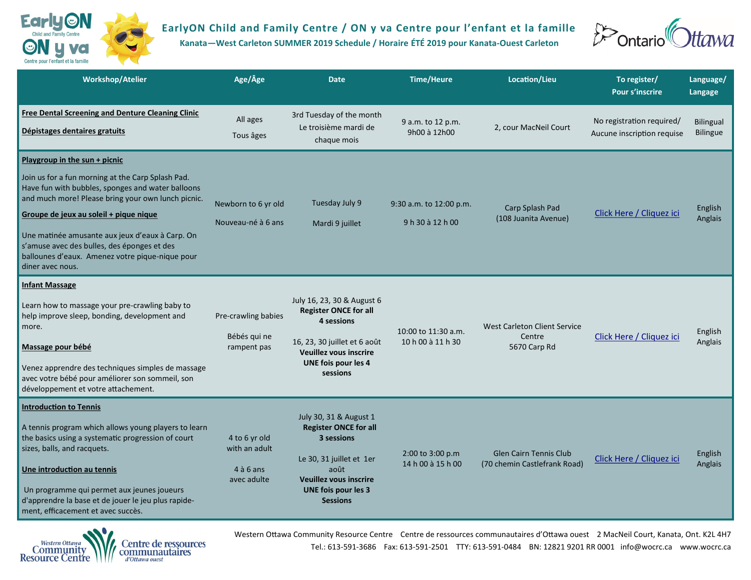# EarlyON Child and Family Centre / ON y va Centre pour l'enfant et la famille

**Kanata—West Carleton SUMMER 2019 Schedule / Horaire ÉTÉ 2019 pour Kanata-Ouest Carleton**

| Workshop/Atelier | Age/Âge | Date | Time/Heure | Location/Lieu | To register/ Pour s'inscrire | Language/ Langage |
|---|---|---|---|---|---|---|
| **Free Dental Screening and Denture Cleaning Clinic**<br><br>**Dépistages dentaires gratuits** | All ages<br><br>Tous âges | 3rd Tuesday of the month<br>Le troisième mardi de chaque mois | 9 a.m. to 12 p.m.<br>9h00 à 12h00 | 2, cour MacNeil Court | No registration required/ Aucune inscription requise | Bilingual<br>Bilingue |
| **Playgroup in the sun + picnic**<br><br>Join us for a fun morning at the Carp Splash Pad. Have fun with bubbles, sponges and water balloons and much more! Please bring your own lunch picnic.<br><br>**Groupe de jeux au soleil + pique nique**<br><br>Une matinée amusante aux jeux d'eaux à Carp. On s'amuse avec des bulles, des éponges et des ballounes d'eaux. Amenez votre pique-nique pour diner avec nous. | Newborn to 6 yr old<br><br>Nouveau-né à 6 ans | Tuesday July 9<br><br>Mardi 9 juillet | 9:30 a.m. to 12:00 p.m.<br><br>9 h 30 à 12 h 00 | Carp Splash Pad<br>(108 Juanita Avenue) | Click Here / Cliquez ici | English<br>Anglais |
| **Infant Massage**<br><br>Learn how to massage your pre-crawling baby to help improve sleep, bonding, development and more.<br><br>**Massage pour bébé**<br><br>Venez apprendre des techniques simples de massage avec votre bébé pour améliorer son sommeil, son développement et votre attachement. | Pre-crawling babies<br><br>Bébés qui ne rampent pas | July 16, 23, 30 & August 6<br>**Register ONCE for all 4 sessions**<br><br>16, 23, 30 juillet et 6 août<br>**Veuillez vous inscrire UNE fois pour les 4 sessions** | 10:00 to 11:30 a.m.<br>10 h 00 à 11 h 30 | West Carleton Client Service Centre<br>5670 Carp Rd | Click Here / Cliquez ici | English<br>Anglais |
| **Introduction to Tennis**<br><br>A tennis program which allows young players to learn the basics using a systematic progression of court sizes, balls, and racquets.<br><br>**Une introduction au tennis**<br><br>Un programme qui permet aux jeunes joueurs d'apprendre la base et de jouer le jeu plus rapidement, efficacement et avec succès. | 4 to 6 yr old with an adult<br><br>4 à 6 ans avec adulte | July 30, 31 & August 1<br>**Register ONCE for all 3 sessions**<br><br>Le 30, 31 juillet et 1er août<br>**Veuillez vous inscrire UNE fois pour les 3 Sessions** | 2:00 to 3:00 p.m<br>14 h 00 à 15 h 00 | Glen Cairn Tennis Club<br>(70 chemin Castlefrank Road) | Click Here / Cliquez ici | English<br>Anglais |

Western Ottawa Community Resource Centre — Centre de ressources communautaires d'Ottawa ouest — 2 MacNeil Court, Kanata, Ont. K2L 4H7
Tel.: 613-591-3686 Fax: 613-591-2501 TTY: 613-591-0484 BN: 12821 9201 RR 0001 info@wocrc.ca www.wocrc.ca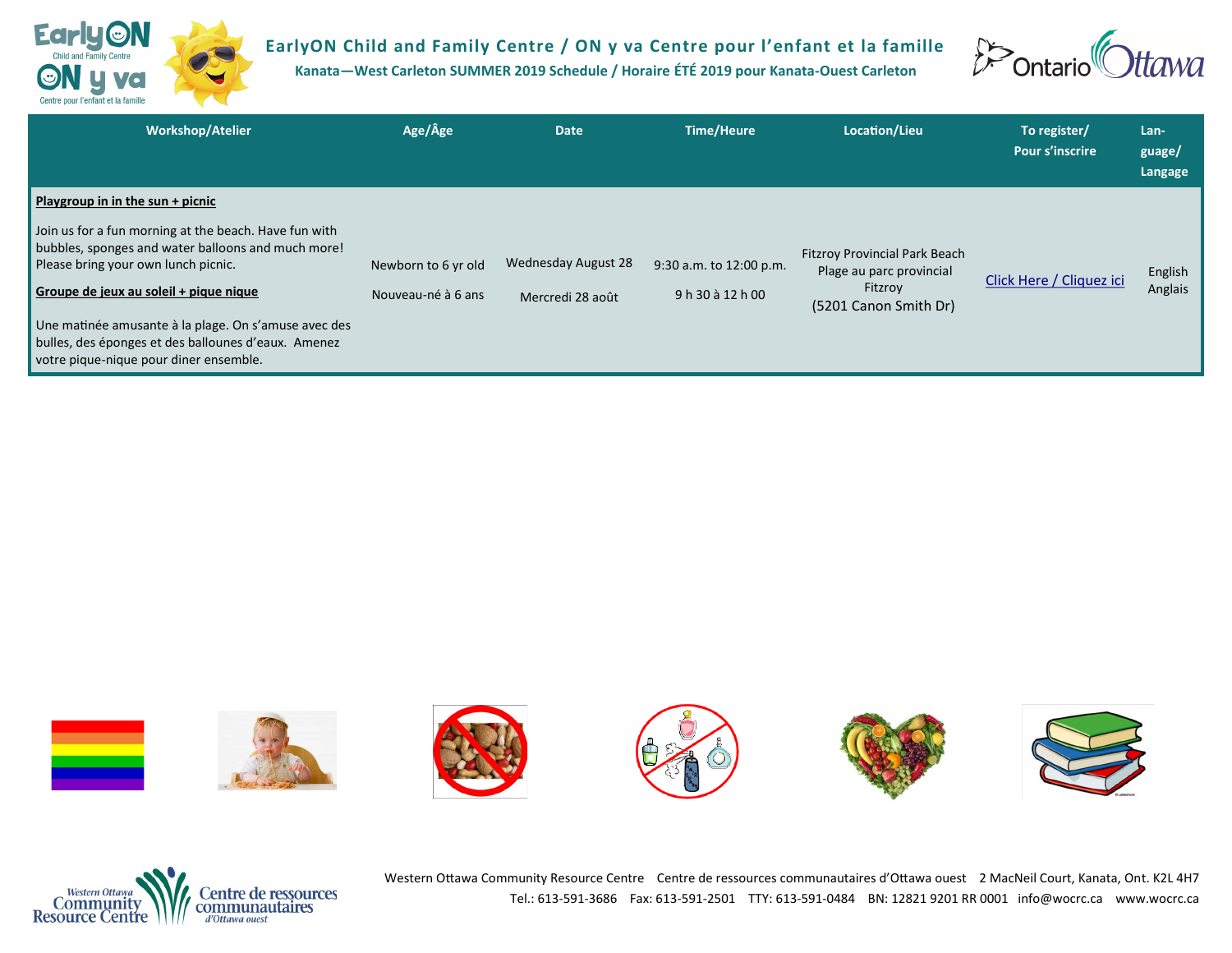**EarlyON Child and Family Centre / ON y va Centre pour l'enfant et la famille**

**Kanata—West Carleton SUMMER 2019 Schedule / Horaire ÉTÉ 2019 pour Kanata-Ouest Carleton**

| Workshop/Atelier | Age/Âge | Date | Time/Heure | Location/Lieu | To register/ Pour s'inscrire | Language/ Langage |
|---|---|---|---|---|---|---|
| **Playgroup in in the sun + picnic**<br><br>Join us for a fun morning at the beach. Have fun with bubbles, sponges and water balloons and much more! Please bring your own lunch picnic.<br><br>**Groupe de jeux au soleil + pique nique**<br><br>Une matinée amusante à la plage. On s'amuse avec des bulles, des éponges et des ballounes d'eaux. Amenez votre pique-nique pour diner ensemble. | Newborn to 6 yr old<br><br>Nouveau-né à 6 ans | Wednesday August 28<br><br>Mercredi 28 août | 9:30 a.m. to 12:00 p.m.<br><br>9 h 30 à 12 h 00 | Fitzroy Provincial Park Beach Plage au parc provincial Fitzroy<br>(5201 Canon Smith Dr) | Click Here / Cliquez ici | English Anglais |

Western Ottawa Community Resource Centre  Centre de ressources communautaires d'Ottawa ouest  2 MacNeil Court, Kanata, Ont. K2L 4H7
Tel.: 613-591-3686  Fax: 613-591-2501  TTY: 613-591-0484  BN: 12821 9201 RR 0001  info@wocrc.ca  www.wocrc.ca